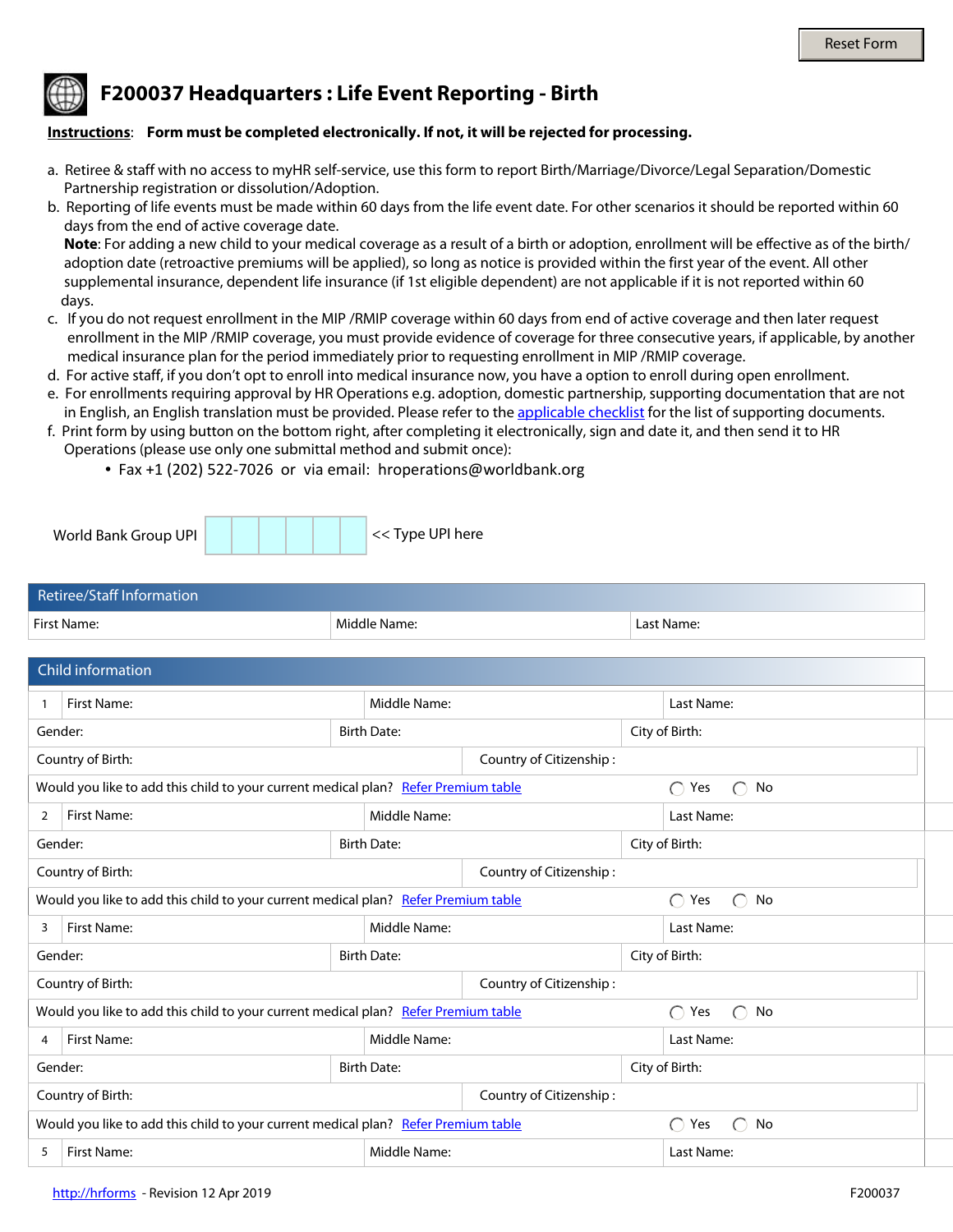Reset Form

# F200037 Headquarters : Life Event Reporting - Birth

**Instructions**: **Form must be completed electronically. If not, it will be rejected for processing.**

a. Retiree & staff with no access to myHR self-service, use this form to report Birth/Marriage/Divorce/Legal Separation/Domestic Partnership registration or dissolution/Adoption.

b. Reporting of life events must be made within 60 days from the life event date. For other scenarios it should be reported within 60 days from the end of active coverage date.
**Note**: For adding a new child to your medical coverage as a result of a birth or adoption, enrollment will be effective as of the birth/adoption date (retroactive premiums will be applied), so long as notice is provided within the first year of the event. All other supplemental insurance, dependent life insurance (if 1st eligible dependent) are not applicable if it is not reported within 60 days.

c. If you do not request enrollment in the MIP /RMIP coverage within 60 days from end of active coverage and then later request enrollment in the MIP /RMIP coverage, you must provide evidence of coverage for three consecutive years, if applicable, by another medical insurance plan for the period immediately prior to requesting enrollment in MIP /RMIP coverage.

d. For active staff, if you don't opt to enroll into medical insurance now, you have a option to enroll during open enrollment.

e. For enrollments requiring approval by HR Operations e.g. adoption, domestic partnership, supporting documentation that are not in English, an English translation must be provided. Please refer to the applicable checklist for the list of supporting documents.

f. Print form by using button on the bottom right, after completing it electronically, sign and date it, and then send it to HR Operations (please use only one submittal method and submit once):
- Fax +1 (202) 522-7026 or via email: hroperations@worldbank.org

World Bank Group UPI [ ] [ ] [ ] [ ] [ ] [ ] << Type UPI here

## Retiree/Staff Information

| First Name: | Middle Name: | Last Name: |
|---|---|---|

## Child information

| | | | |
|---|---|---|---|
| 1 | First Name: | Middle Name: | Last Name: |
| Gender: | Birth Date: | City of Birth: | |
| Country of Birth: | Country of Citizenship : | | |
| Would you like to add this child to your current medical plan? Refer Premium table | ◯ Yes ◯ No | | |
| 2 | First Name: | Middle Name: | Last Name: |
| Gender: | Birth Date: | City of Birth: | |
| Country of Birth: | Country of Citizenship : | | |
| Would you like to add this child to your current medical plan? Refer Premium table | ◯ Yes ◯ No | | |
| 3 | First Name: | Middle Name: | Last Name: |
| Gender: | Birth Date: | City of Birth: | |
| Country of Birth: | Country of Citizenship : | | |
| Would you like to add this child to your current medical plan? Refer Premium table | ◯ Yes ◯ No | | |
| 4 | First Name: | Middle Name: | Last Name: |
| Gender: | Birth Date: | City of Birth: | |
| Country of Birth: | Country of Citizenship : | | |
| Would you like to add this child to your current medical plan? Refer Premium table | ◯ Yes ◯ No | | |
| 5 | First Name: | Middle Name: | Last Name: |

http://hrforms - Revision 12 Apr 2019 F200037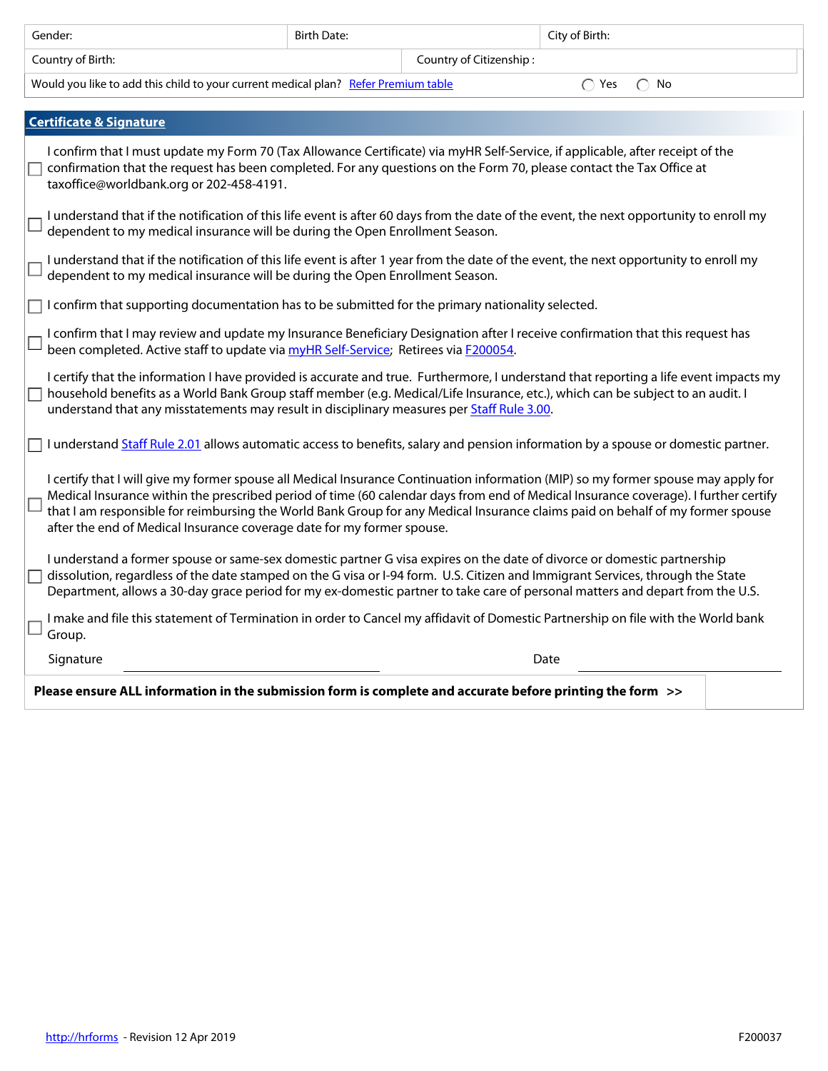| | | |
|---|---|---|
| Gender: | Birth Date: | City of Birth: |
| Country of Birth: | Country of Citizenship : | |
| Would you like to add this child to your current medical plan? Refer Premium table | ◯ Yes ◯ No | |

## Certificate & Signature

☐ I confirm that I must update my Form 70 (Tax Allowance Certificate) via myHR Self-Service, if applicable, after receipt of the confirmation that the request has been completed. For any questions on the Form 70, please contact the Tax Office at taxoffice@worldbank.org or 202-458-4191.

☐ I understand that if the notification of this life event is after 60 days from the date of the event, the next opportunity to enroll my dependent to my medical insurance will be during the Open Enrollment Season.

☐ I understand that if the notification of this life event is after 1 year from the date of the event, the next opportunity to enroll my dependent to my medical insurance will be during the Open Enrollment Season.

☐ I confirm that supporting documentation has to be submitted for the primary nationality selected.

☐ I confirm that I may review and update my Insurance Beneficiary Designation after I receive confirmation that this request has been completed. Active staff to update via myHR Self-Service; Retirees via F200054.

☐ I certify that the information I have provided is accurate and true. Furthermore, I understand that reporting a life event impacts my household benefits as a World Bank Group staff member (e.g. Medical/Life Insurance, etc.), which can be subject to an audit. I understand that any misstatements may result in disciplinary measures per Staff Rule 3.00.

☐ I understand Staff Rule 2.01 allows automatic access to benefits, salary and pension information by a spouse or domestic partner.

☐ I certify that I will give my former spouse all Medical Insurance Continuation information (MIP) so my former spouse may apply for Medical Insurance within the prescribed period of time (60 calendar days from end of Medical Insurance coverage). I further certify that I am responsible for reimbursing the World Bank Group for any Medical Insurance claims paid on behalf of my former spouse after the end of Medical Insurance coverage date for my former spouse.

☐ I understand a former spouse or same-sex domestic partner G visa expires on the date of divorce or domestic partnership dissolution, regardless of the date stamped on the G visa or I-94 form. U.S. Citizen and Immigrant Services, through the State Department, allows a 30-day grace period for my ex-domestic partner to take care of personal matters and depart from the U.S.

☐ I make and file this statement of Termination in order to Cancel my affidavit of Domestic Partnership on file with the World bank Group.

Signature ______________________ Date ______________________

**Please ensure ALL information in the submission form is complete and accurate before printing the form >>**

http://hrforms - Revision 12 Apr 2019 F200037